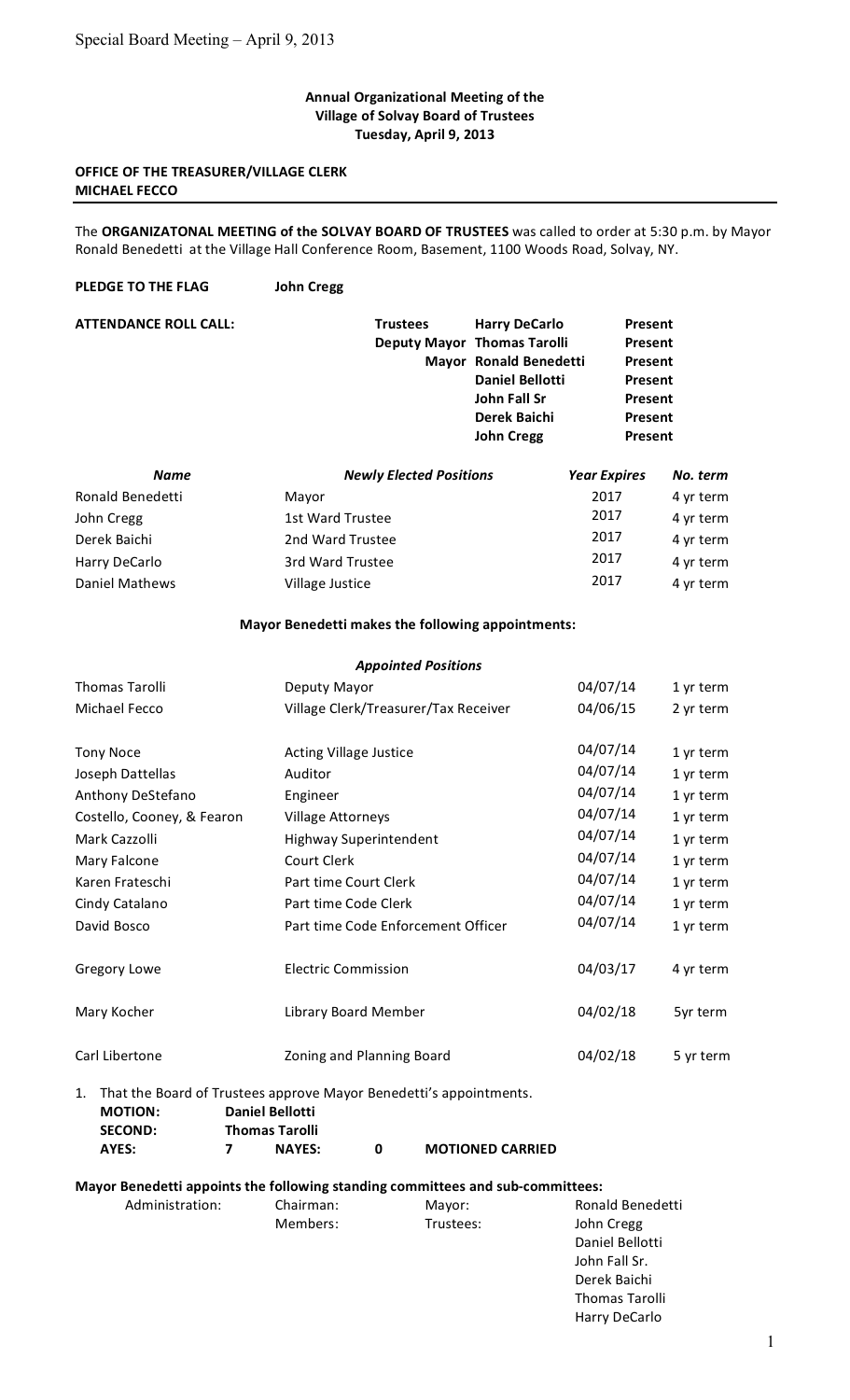**Annual Organizational Meeting of the**
**Village of Solvay Board of Trustees**
**Tuesday, April 9, 2013**

**OFFICE OF THE TREASURER/VILLAGE CLERK**
**MICHAEL FECCO**

---

The **ORGANIZATONAL MEETING of the SOLVAY BOARD OF TRUSTEES** was called to order at 5:30 p.m. by Mayor Ronald Benedetti at the Village Hall Conference Room, Basement, 1100 Woods Road, Solvay, NY.

**PLEDGE TO THE FLAG** **John Cregg**

**ATTENDANCE ROLL CALL:**

| | | |
|---|---|---|
| **Trustees** | **Harry DeCarlo** | **Present** |
| **Deputy Mayor** | **Thomas Tarolli** | **Present** |
| **Mayor** | **Ronald Benedetti** | **Present** |
| | **Daniel Bellotti** | **Present** |
| | **John Fall Sr** | **Present** |
| | **Derek Baichi** | **Present** |
| | **John Cregg** | **Present** |

| *Name* | *Newly Elected Positions* | *Year Expires* | *No. term* |
|---|---|---|---|
| Ronald Benedetti | Mayor | 2017 | 4 yr term |
| John Cregg | 1st Ward Trustee | 2017 | 4 yr term |
| Derek Baichi | 2nd Ward Trustee | 2017 | 4 yr term |
| Harry DeCarlo | 3rd Ward Trustee | 2017 | 4 yr term |
| Daniel Mathews | Village Justice | 2017 | 4 yr term |

**Mayor Benedetti makes the following appointments:**

| | *Appointed Positions* | | |
|---|---|---|---|
| Thomas Tarolli | Deputy Mayor | 04/07/14 | 1 yr term |
| Michael Fecco | Village Clerk/Treasurer/Tax Receiver | 04/06/15 | 2 yr term |
| Tony Noce | Acting Village Justice | 04/07/14 | 1 yr term |
| Joseph Dattellas | Auditor | 04/07/14 | 1 yr term |
| Anthony DeStefano | Engineer | 04/07/14 | 1 yr term |
| Costello, Cooney, & Fearon | Village Attorneys | 04/07/14 | 1 yr term |
| Mark Cazzolli | Highway Superintendent | 04/07/14 | 1 yr term |
| Mary Falcone | Court Clerk | 04/07/14 | 1 yr term |
| Karen Frateschi | Part time Court Clerk | 04/07/14 | 1 yr term |
| Cindy Catalano | Part time Code Clerk | 04/07/14 | 1 yr term |
| David Bosco | Part time Code Enforcement Officer | 04/07/14 | 1 yr term |
| Gregory Lowe | Electric Commission | 04/03/17 | 4 yr term |
| Mary Kocher | Library Board Member | 04/02/18 | 5yr term |
| Carl Libertone | Zoning and Planning Board | 04/02/18 | 5 yr term |

1. That the Board of Trustees approve Mayor Benedetti's appointments.

| | | | | |
|---|---|---|---|---|
| **MOTION:** | **Daniel Bellotti** | | | |
| **SECOND:** | **Thomas Tarolli** | | | |
| **AYES:** | **7** | **NAYES:** | **0** | **MOTIONED CARRIED** |

**Mayor Benedetti appoints the following standing committees and sub-committees:**

| | | | |
|---|---|---|---|
| Administration: | Chairman: | Mayor: | Ronald Benedetti |
| | Members: | Trustees: | John Cregg |
| | | | Daniel Bellotti |
| | | | John Fall Sr. |
| | | | Derek Baichi |
| | | | Thomas Tarolli |
| | | | Harry DeCarlo |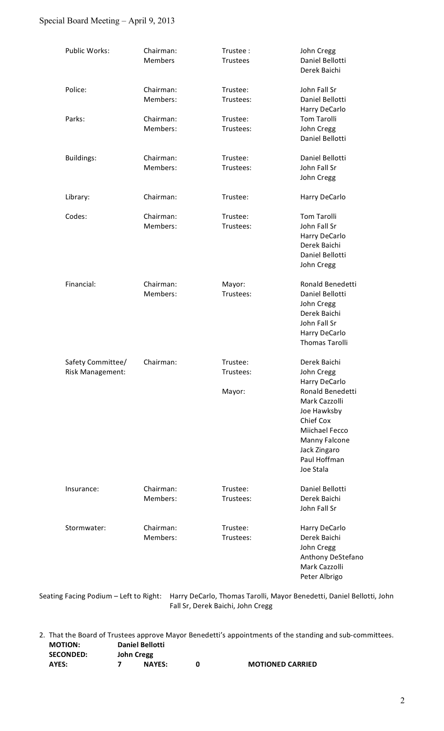| Committee | Role | Title | Name |
| --- | --- | --- | --- |
| Public Works: | Chairman: | Trustee : | John Cregg |
| | Members | Trustees | Daniel Bellotti |
| | | | Derek Baichi |
| Police: | Chairman: | Trustee: | John Fall Sr |
| | Members: | Trustees: | Daniel Bellotti |
| | | | Harry DeCarlo |
| Parks: | Chairman: | Trustee: | Tom Tarolli |
| | Members: | Trustees: | John Cregg |
| | | | Daniel Bellotti |
| Buildings: | Chairman: | Trustee: | Daniel Bellotti |
| | Members: | Trustees: | John Fall Sr |
| | | | John Cregg |
| Library: | Chairman: | Trustee: | Harry DeCarlo |
| Codes: | Chairman: | Trustee: | Tom Tarolli |
| | Members: | Trustees: | John Fall Sr |
| | | | Harry DeCarlo |
| | | | Derek Baichi |
| | | | Daniel Bellotti |
| | | | John Cregg |
| Financial: | Chairman: | Mayor: | Ronald Benedetti |
| | Members: | Trustees: | Daniel Bellotti |
| | | | John Cregg |
| | | | Derek Baichi |
| | | | John Fall Sr |
| | | | Harry DeCarlo |
| | | | Thomas Tarolli |
| Safety Committee/ Risk Management: | Chairman: | Trustee: | Derek Baichi |
| | | Trustees: | John Cregg |
| | | | Harry DeCarlo |
| | | Mayor: | Ronald Benedetti |
| | | | Mark Cazzolli |
| | | | Joe Hawksby |
| | | | Chief Cox |
| | | | Miichael Fecco |
| | | | Manny Falcone |
| | | | Jack Zingaro |
| | | | Paul Hoffman |
| | | | Joe Stala |
| Insurance: | Chairman: | Trustee: | Daniel Bellotti |
| | Members: | Trustees: | Derek Baichi |
| | | | John Fall Sr |
| Stormwater: | Chairman: | Trustee: | Harry DeCarlo |
| | Members: | Trustees: | Derek Baichi |
| | | | John Cregg |
| | | | Anthony DeStefano |
| | | | Mark Cazzolli |
| | | | Peter Albrigo |

Seating Facing Podium – Left to Right: Harry DeCarlo, Thomas Tarolli, Mayor Benedetti, Daniel Bellotti, John Fall Sr, Derek Baichi, John Cregg

2. That the Board of Trustees approve Mayor Benedetti's appointments of the standing and sub-committees.

**MOTION:** **Daniel Bellotti**
**SECONDED:** **John Cregg**
**AYES:** **7** **NAYES:** **0** **MOTIONED CARRIED**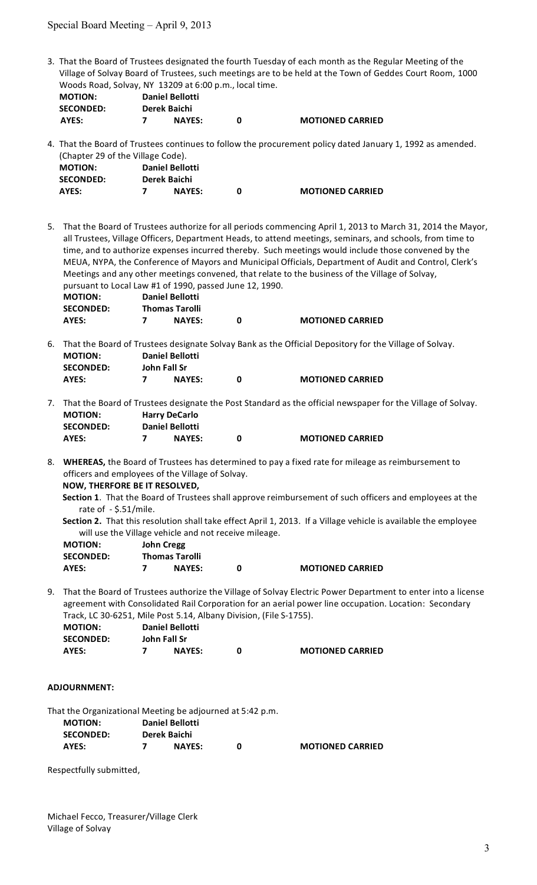3. That the Board of Trustees designated the fourth Tuesday of each month as the Regular Meeting of the Village of Solvay Board of Trustees, such meetings are to be held at the Town of Geddes Court Room, 1000 Woods Road, Solvay, NY 13209 at 6:00 p.m., local time.

| | | | | |
|---|---|---|---|---|
| **MOTION:** | **Daniel Bellotti** | | | |
| **SECONDED:** | **Derek Baichi** | | | |
| **AYES:** | **7** | **NAYES:** | **0** | **MOTIONED CARRIED** |

4. That the Board of Trustees continues to follow the procurement policy dated January 1, 1992 as amended. (Chapter 29 of the Village Code).

| | | | | |
|---|---|---|---|---|
| **MOTION:** | **Daniel Bellotti** | | | |
| **SECONDED:** | **Derek Baichi** | | | |
| **AYES:** | **7** | **NAYES:** | **0** | **MOTIONED CARRIED** |

5. That the Board of Trustees authorize for all periods commencing April 1, 2013 to March 31, 2014 the Mayor, all Trustees, Village Officers, Department Heads, to attend meetings, seminars, and schools, from time to time, and to authorize expenses incurred thereby. Such meetings would include those convened by the MEUA, NYPA, the Conference of Mayors and Municipal Officials, Department of Audit and Control, Clerk's Meetings and any other meetings convened, that relate to the business of the Village of Solvay, pursuant to Local Law #1 of 1990, passed June 12, 1990.

| | | | | |
|---|---|---|---|---|
| **MOTION:** | **Daniel Bellotti** | | | |
| **SECONDED:** | **Thomas Tarolli** | | | |
| **AYES:** | **7** | **NAYES:** | **0** | **MOTIONED CARRIED** |

6. That the Board of Trustees designate Solvay Bank as the Official Depository for the Village of Solvay.

| | | | | |
|---|---|---|---|---|
| **MOTION:** | **Daniel Bellotti** | | | |
| **SECONDED:** | **John Fall Sr** | | | |
| **AYES:** | **7** | **NAYES:** | **0** | **MOTIONED CARRIED** |

7. That the Board of Trustees designate the Post Standard as the official newspaper for the Village of Solvay.

| | | | | |
|---|---|---|---|---|
| **MOTION:** | **Harry DeCarlo** | | | |
| **SECONDED:** | **Daniel Bellotti** | | | |
| **AYES:** | **7** | **NAYES:** | **0** | **MOTIONED CARRIED** |

8. **WHEREAS,** the Board of Trustees has determined to pay a fixed rate for mileage as reimbursement to officers and employees of the Village of Solvay.

   **NOW, THERFORE BE IT RESOLVED,**

   **Section 1**. That the Board of Trustees shall approve reimbursement of such officers and employees at the rate of - $.51/mile.

   **Section 2.** That this resolution shall take effect April 1, 2013. If a Village vehicle is available the employee will use the Village vehicle and not receive mileage.

| | | | | |
|---|---|---|---|---|
| **MOTION:** | **John Cregg** | | | |
| **SECONDED:** | **Thomas Tarolli** | | | |
| **AYES:** | **7** | **NAYES:** | **0** | **MOTIONED CARRIED** |

9. That the Board of Trustees authorize the Village of Solvay Electric Power Department to enter into a license agreement with Consolidated Rail Corporation for an aerial power line occupation. Location: Secondary Track, LC 30-6251, Mile Post 5.14, Albany Division, (File S-1755).

| | | | | |
|---|---|---|---|---|
| **MOTION:** | **Daniel Bellotti** | | | |
| **SECONDED:** | **John Fall Sr** | | | |
| **AYES:** | **7** | **NAYES:** | **0** | **MOTIONED CARRIED** |

**ADJOURNMENT:**

That the Organizational Meeting be adjourned at 5:42 p.m.

| | | | | |
|---|---|---|---|---|
| **MOTION:** | **Daniel Bellotti** | | | |
| **SECONDED:** | **Derek Baichi** | | | |
| **AYES:** | **7** | **NAYES:** | **0** | **MOTIONED CARRIED** |

Respectfully submitted,

Michael Fecco, Treasurer/Village Clerk
Village of Solvay